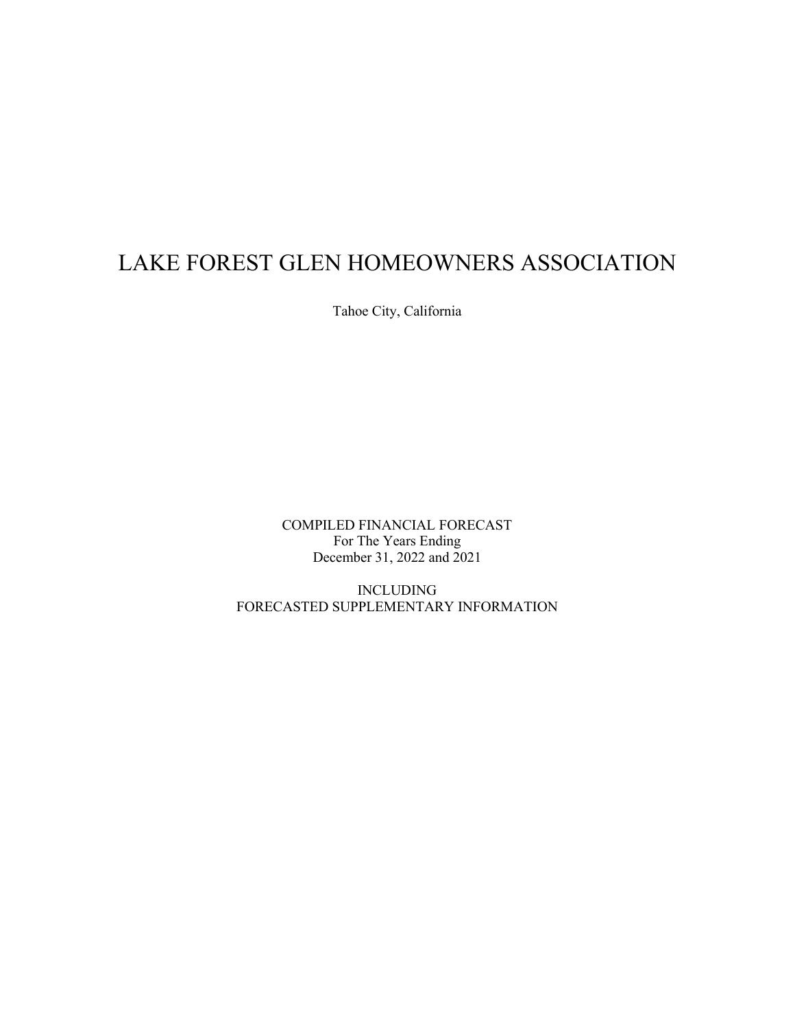# LAKE FOREST GLEN HOMEOWNERS ASSOCIATION

Tahoe City, California

COMPILED FINANCIAL FORECAST
For The Years Ending
December 31, 2022 and 2021

INCLUDING
FORECASTED SUPPLEMENTARY INFORMATION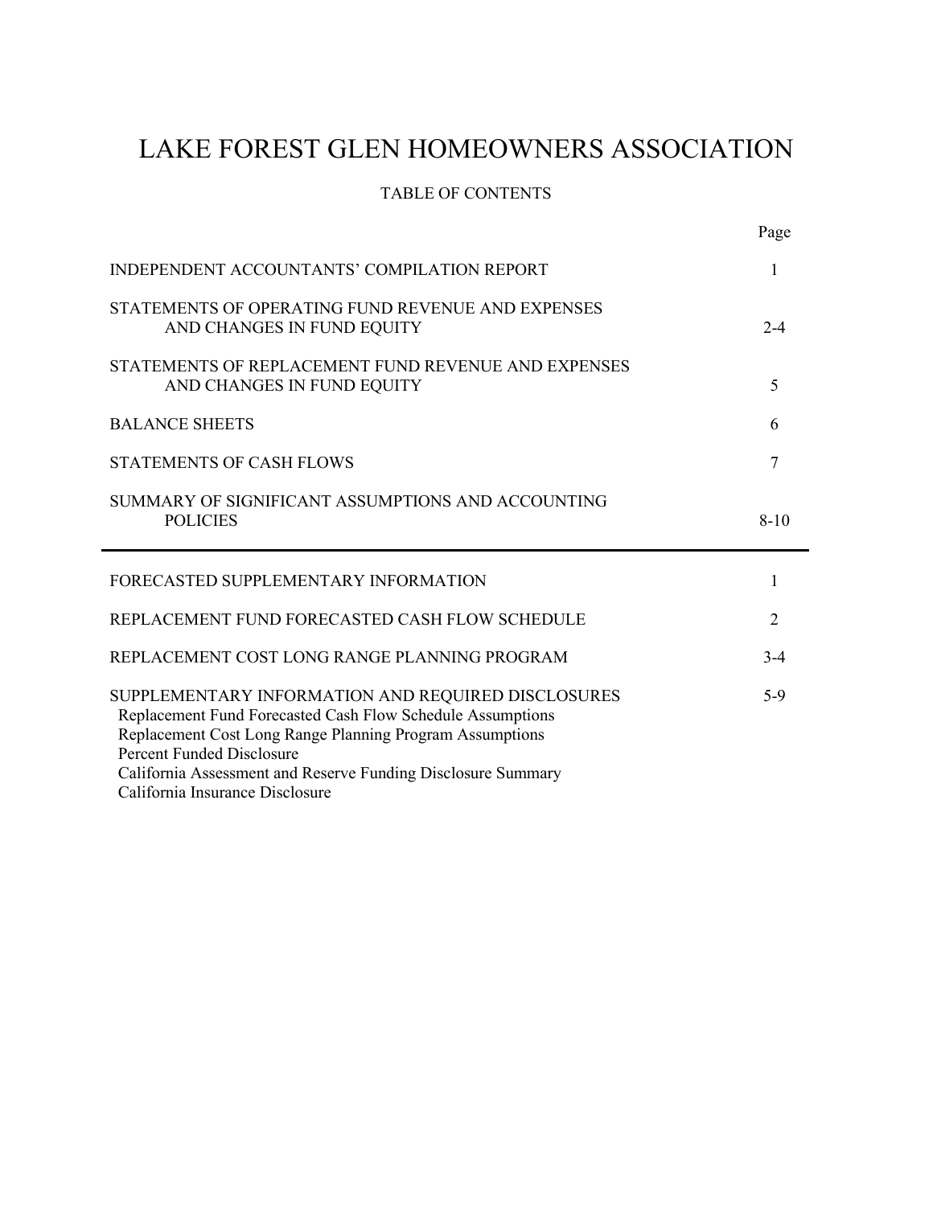# LAKE FOREST GLEN HOMEOWNERS ASSOCIATION

## TABLE OF CONTENTS

| | Page |
|---|---|
| INDEPENDENT ACCOUNTANTS' COMPILATION REPORT | 1 |
| STATEMENTS OF OPERATING FUND REVENUE AND EXPENSES AND CHANGES IN FUND EQUITY | 2-4 |
| STATEMENTS OF REPLACEMENT FUND REVENUE AND EXPENSES AND CHANGES IN FUND EQUITY | 5 |
| BALANCE SHEETS | 6 |
| STATEMENTS OF CASH FLOWS | 7 |
| SUMMARY OF SIGNIFICANT ASSUMPTIONS AND ACCOUNTING POLICIES | 8-10 |

---

| | |
|---|---|
| FORECASTED SUPPLEMENTARY INFORMATION | 1 |
| REPLACEMENT FUND FORECASTED CASH FLOW SCHEDULE | 2 |
| REPLACEMENT COST LONG RANGE PLANNING PROGRAM | 3-4 |
| SUPPLEMENTARY INFORMATION AND REQUIRED DISCLOSURES | 5-9 |

- Replacement Fund Forecasted Cash Flow Schedule Assumptions
- Replacement Cost Long Range Planning Program Assumptions
- Percent Funded Disclosure
- California Assessment and Reserve Funding Disclosure Summary
- California Insurance Disclosure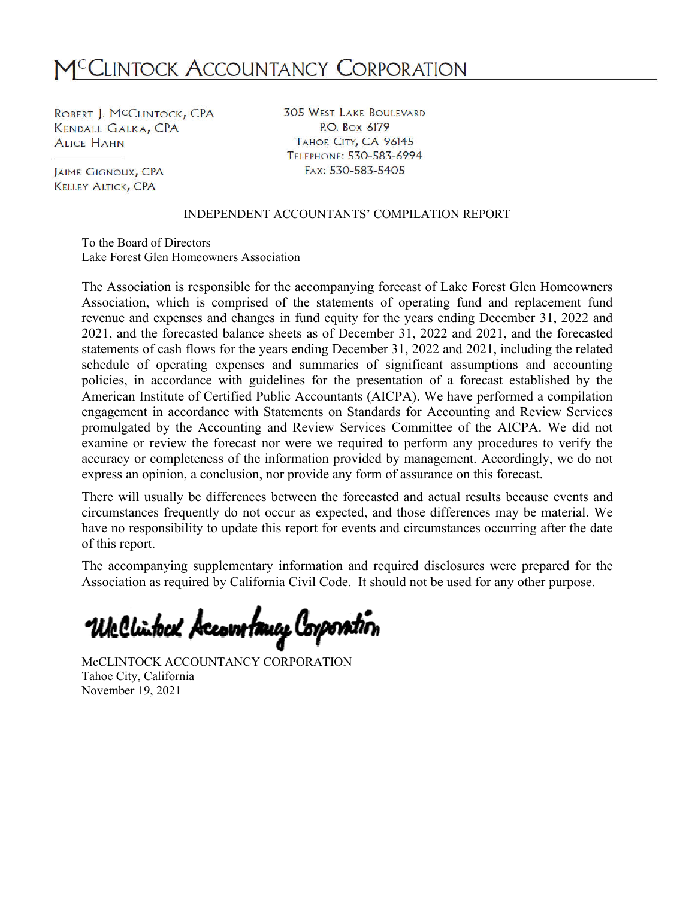# McCLINTOCK ACCOUNTANCY CORPORATION

ROBERT J. McCLINTOCK, CPA
KENDALL GALKA, CPA
ALICE HAHN

JAIME GIGNOUX, CPA
KELLEY ALTICK, CPA

305 WEST LAKE BOULEVARD
P.O. BOX 6179
TAHOE CITY, CA 96145
TELEPHONE: 530-583-6994
FAX: 530-583-5405

## INDEPENDENT ACCOUNTANTS' COMPILATION REPORT

To the Board of Directors
Lake Forest Glen Homeowners Association

The Association is responsible for the accompanying forecast of Lake Forest Glen Homeowners Association, which is comprised of the statements of operating fund and replacement fund revenue and expenses and changes in fund equity for the years ending December 31, 2022 and 2021, and the forecasted balance sheets as of December 31, 2022 and 2021, and the forecasted statements of cash flows for the years ending December 31, 2022 and 2021, including the related schedule of operating expenses and summaries of significant assumptions and accounting policies, in accordance with guidelines for the presentation of a forecast established by the American Institute of Certified Public Accountants (AICPA). We have performed a compilation engagement in accordance with Statements on Standards for Accounting and Review Services promulgated by the Accounting and Review Services Committee of the AICPA. We did not examine or review the forecast nor were we required to perform any procedures to verify the accuracy or completeness of the information provided by management. Accordingly, we do not express an opinion, a conclusion, nor provide any form of assurance on this forecast.

There will usually be differences between the forecasted and actual results because events and circumstances frequently do not occur as expected, and those differences may be material. We have no responsibility to update this report for events and circumstances occurring after the date of this report.

The accompanying supplementary information and required disclosures were prepared for the Association as required by California Civil Code. It should not be used for any other purpose.

McClintock Accountancy Corporation

McCLINTOCK ACCOUNTANCY CORPORATION
Tahoe City, California
November 19, 2021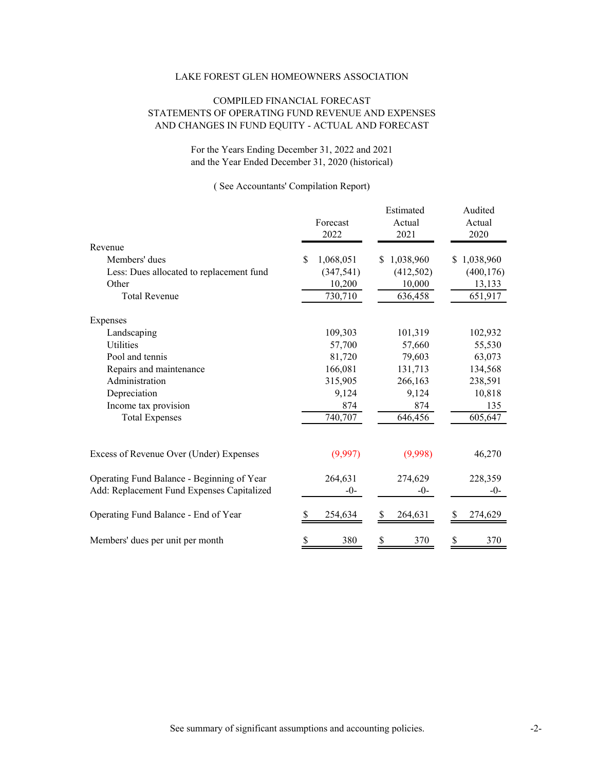LAKE FOREST GLEN HOMEOWNERS ASSOCIATION

COMPILED FINANCIAL FORECAST
STATEMENTS OF OPERATING FUND REVENUE AND EXPENSES
AND CHANGES IN FUND EQUITY - ACTUAL AND FORECAST

For the Years Ending December 31, 2022 and 2021
and the Year Ended December 31, 2020 (historical)

( See Accountants' Compilation Report)

| | Forecast 2022 | Estimated Actual 2021 | Audited Actual 2020 |
|---|---|---|---|
| **Revenue** | | | |
| Members' dues | $ 1,068,051 | $ 1,038,960 | $ 1,038,960 |
| Less: Dues allocated to replacement fund | (347,541) | (412,502) | (400,176) |
| Other | 10,200 | 10,000 | 13,133 |
| Total Revenue | 730,710 | 636,458 | 651,917 |
| **Expenses** | | | |
| Landscaping | 109,303 | 101,319 | 102,932 |
| Utilities | 57,700 | 57,660 | 55,530 |
| Pool and tennis | 81,720 | 79,603 | 63,073 |
| Repairs and maintenance | 166,081 | 131,713 | 134,568 |
| Administration | 315,905 | 266,163 | 238,591 |
| Depreciation | 9,124 | 9,124 | 10,818 |
| Income tax provision | 874 | 874 | 135 |
| Total Expenses | 740,707 | 646,456 | 605,647 |
| Excess of Revenue Over (Under) Expenses | (9,997) | (9,998) | 46,270 |
| Operating Fund Balance - Beginning of Year | 264,631 | 274,629 | 228,359 |
| Add: Replacement Fund Expenses Capitalized | -0- | -0- | -0- |
| Operating Fund Balance - End of Year | $ 254,634 | $ 264,631 | $ 274,629 |
| Members' dues per unit per month | $ 380 | $ 370 | $ 370 |

See summary of significant assumptions and accounting policies.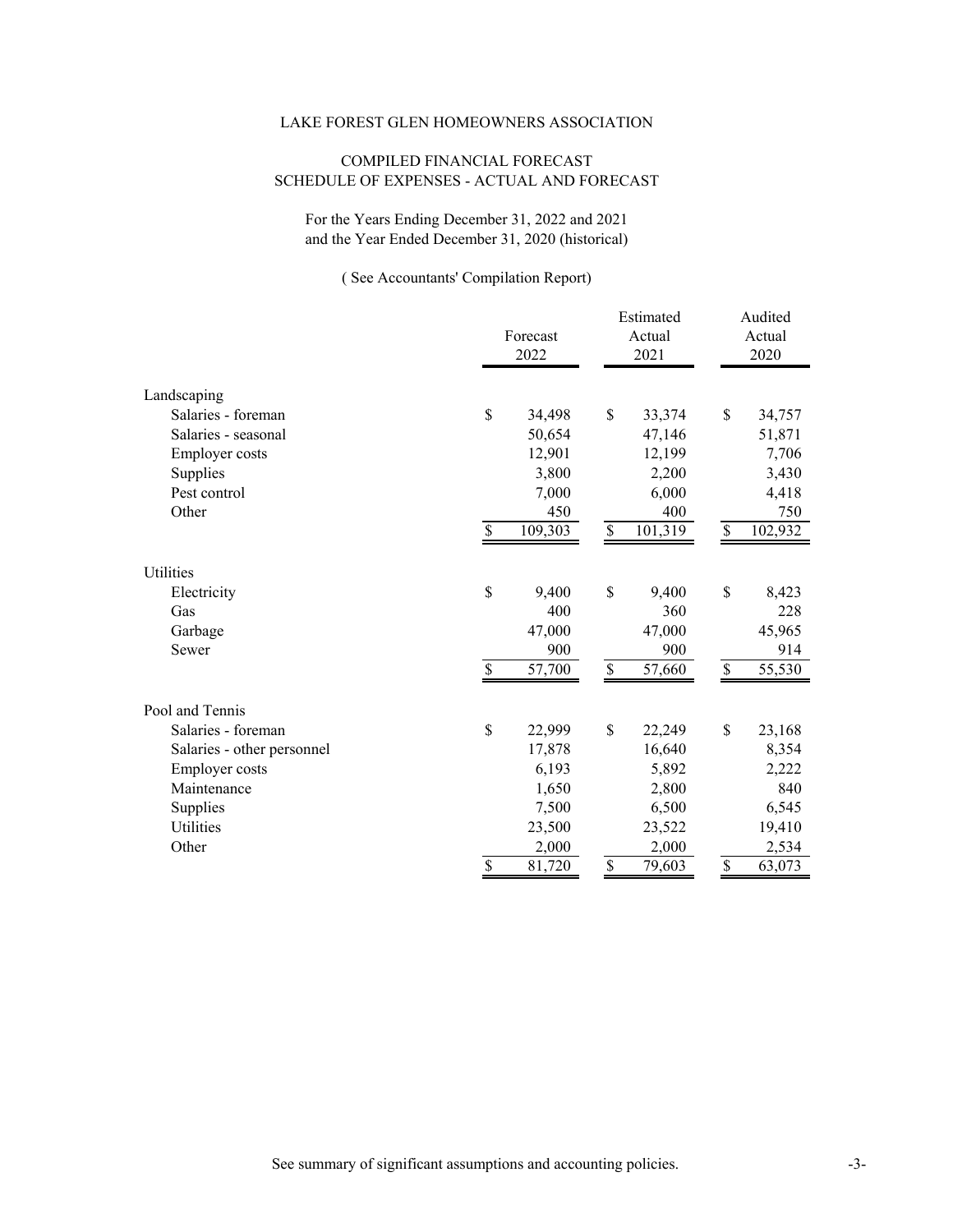LAKE FOREST GLEN HOMEOWNERS ASSOCIATION

COMPILED FINANCIAL FORECAST
SCHEDULE OF EXPENSES - ACTUAL AND FORECAST

For the Years Ending December 31, 2022 and 2021
and the Year Ended December 31, 2020 (historical)

( See Accountants' Compilation Report)

| | Forecast 2022 | Estimated Actual 2021 | Audited Actual 2020 |
|---|---|---|---|
| **Landscaping** | | | |
| Salaries - foreman | $ 34,498 | $ 33,374 | $ 34,757 |
| Salaries - seasonal | 50,654 | 47,146 | 51,871 |
| Employer costs | 12,901 | 12,199 | 7,706 |
| Supplies | 3,800 | 2,200 | 3,430 |
| Pest control | 7,000 | 6,000 | 4,418 |
| Other | 450 | 400 | 750 |
| | $ 109,303 | $ 101,319 | $ 102,932 |
| **Utilities** | | | |
| Electricity | $ 9,400 | $ 9,400 | $ 8,423 |
| Gas | 400 | 360 | 228 |
| Garbage | 47,000 | 47,000 | 45,965 |
| Sewer | 900 | 900 | 914 |
| | $ 57,700 | $ 57,660 | $ 55,530 |
| **Pool and Tennis** | | | |
| Salaries - foreman | $ 22,999 | $ 22,249 | $ 23,168 |
| Salaries - other personnel | 17,878 | 16,640 | 8,354 |
| Employer costs | 6,193 | 5,892 | 2,222 |
| Maintenance | 1,650 | 2,800 | 840 |
| Supplies | 7,500 | 6,500 | 6,545 |
| Utilities | 23,500 | 23,522 | 19,410 |
| Other | 2,000 | 2,000 | 2,534 |
| | $ 81,720 | $ 79,603 | $ 63,073 |

See summary of significant assumptions and accounting policies.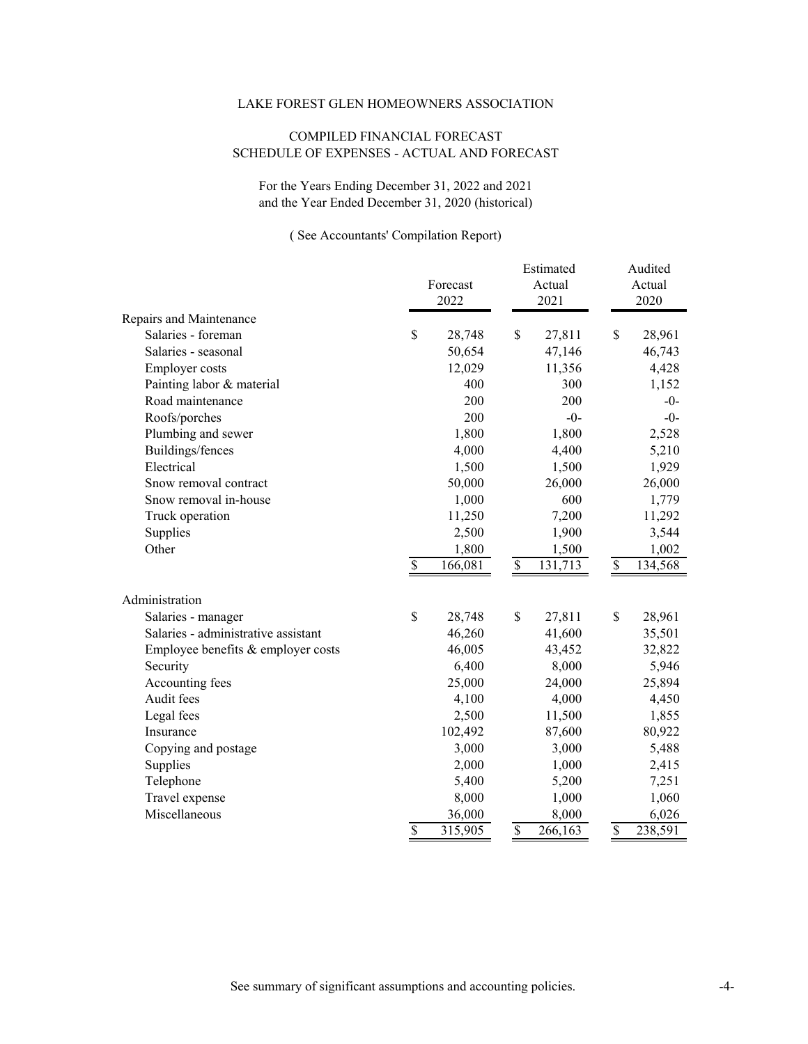LAKE FOREST GLEN HOMEOWNERS ASSOCIATION

COMPILED FINANCIAL FORECAST
SCHEDULE OF EXPENSES - ACTUAL AND FORECAST

For the Years Ending December 31, 2022 and 2021
and the Year Ended December 31, 2020 (historical)

( See Accountants' Compilation Report)

| | Forecast 2022 | Estimated Actual 2021 | Audited Actual 2020 |
|---|---|---|---|
| **Repairs and Maintenance** | | | |
| Salaries - foreman | $ 28,748 | $ 27,811 | $ 28,961 |
| Salaries - seasonal | 50,654 | 47,146 | 46,743 |
| Employer costs | 12,029 | 11,356 | 4,428 |
| Painting labor & material | 400 | 300 | 1,152 |
| Road maintenance | 200 | 200 | -0- |
| Roofs/porches | 200 | -0- | -0- |
| Plumbing and sewer | 1,800 | 1,800 | 2,528 |
| Buildings/fences | 4,000 | 4,400 | 5,210 |
| Electrical | 1,500 | 1,500 | 1,929 |
| Snow removal contract | 50,000 | 26,000 | 26,000 |
| Snow removal in-house | 1,000 | 600 | 1,779 |
| Truck operation | 11,250 | 7,200 | 11,292 |
| Supplies | 2,500 | 1,900 | 3,544 |
| Other | 1,800 | 1,500 | 1,002 |
| | $ 166,081 | $ 131,713 | $ 134,568 |
| **Administration** | | | |
| Salaries - manager | $ 28,748 | $ 27,811 | $ 28,961 |
| Salaries - administrative assistant | 46,260 | 41,600 | 35,501 |
| Employee benefits & employer costs | 46,005 | 43,452 | 32,822 |
| Security | 6,400 | 8,000 | 5,946 |
| Accounting fees | 25,000 | 24,000 | 25,894 |
| Audit fees | 4,100 | 4,000 | 4,450 |
| Legal fees | 2,500 | 11,500 | 1,855 |
| Insurance | 102,492 | 87,600 | 80,922 |
| Copying and postage | 3,000 | 3,000 | 5,488 |
| Supplies | 2,000 | 1,000 | 2,415 |
| Telephone | 5,400 | 5,200 | 7,251 |
| Travel expense | 8,000 | 1,000 | 1,060 |
| Miscellaneous | 36,000 | 8,000 | 6,026 |
| | $ 315,905 | $ 266,163 | $ 238,591 |

See summary of significant assumptions and accounting policies.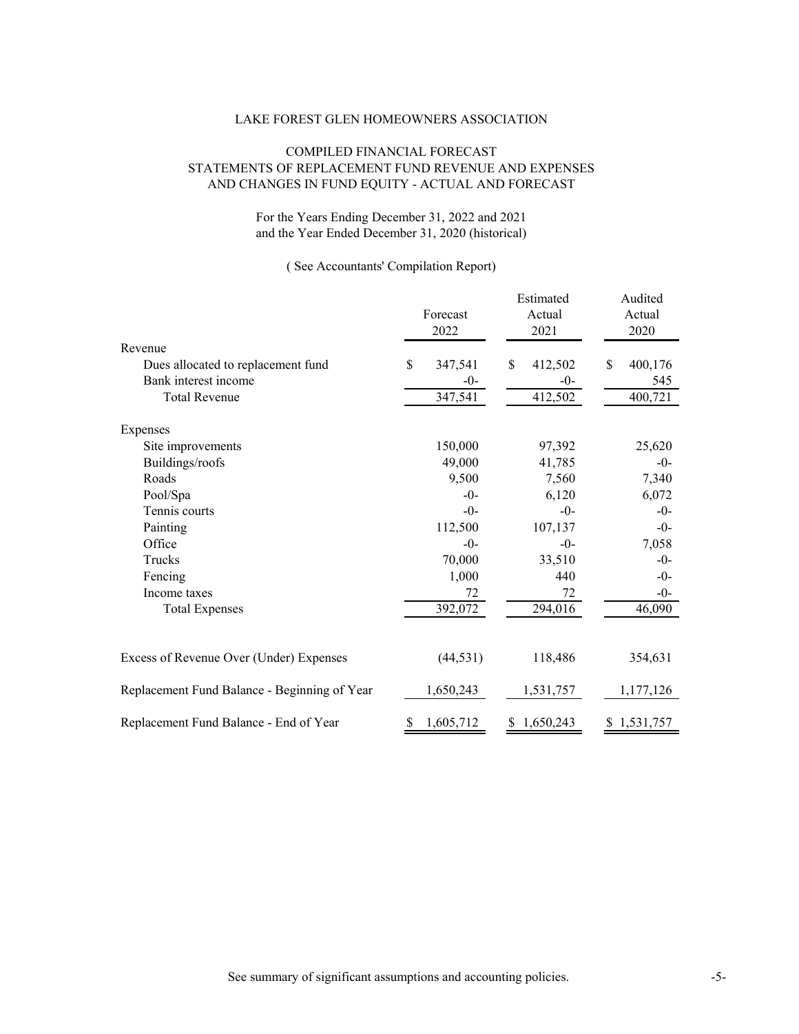# LAKE FOREST GLEN HOMEOWNERS ASSOCIATION

## COMPILED FINANCIAL FORECAST
## STATEMENTS OF REPLACEMENT FUND REVENUE AND EXPENSES AND CHANGES IN FUND EQUITY - ACTUAL AND FORECAST

For the Years Ending December 31, 2022 and 2021
and the Year Ended December 31, 2020 (historical)

( See Accountants' Compilation Report)

| | Forecast 2022 | Estimated Actual 2021 | Audited Actual 2020 |
|---|---|---|---|
| **Revenue** | | | |
| Dues allocated to replacement fund | $ 347,541 | $ 412,502 | $ 400,176 |
| Bank interest income | -0- | -0- | 545 |
| Total Revenue | 347,541 | 412,502 | 400,721 |
| **Expenses** | | | |
| Site improvements | 150,000 | 97,392 | 25,620 |
| Buildings/roofs | 49,000 | 41,785 | -0- |
| Roads | 9,500 | 7,560 | 7,340 |
| Pool/Spa | -0- | 6,120 | 6,072 |
| Tennis courts | -0- | -0- | -0- |
| Painting | 112,500 | 107,137 | -0- |
| Office | -0- | -0- | 7,058 |
| Trucks | 70,000 | 33,510 | -0- |
| Fencing | 1,000 | 440 | -0- |
| Income taxes | 72 | 72 | -0- |
| Total Expenses | 392,072 | 294,016 | 46,090 |
| Excess of Revenue Over (Under) Expenses | (44,531) | 118,486 | 354,631 |
| Replacement Fund Balance - Beginning of Year | 1,650,243 | 1,531,757 | 1,177,126 |
| Replacement Fund Balance - End of Year | $ 1,605,712 | $ 1,650,243 | $ 1,531,757 |

See summary of significant assumptions and accounting policies.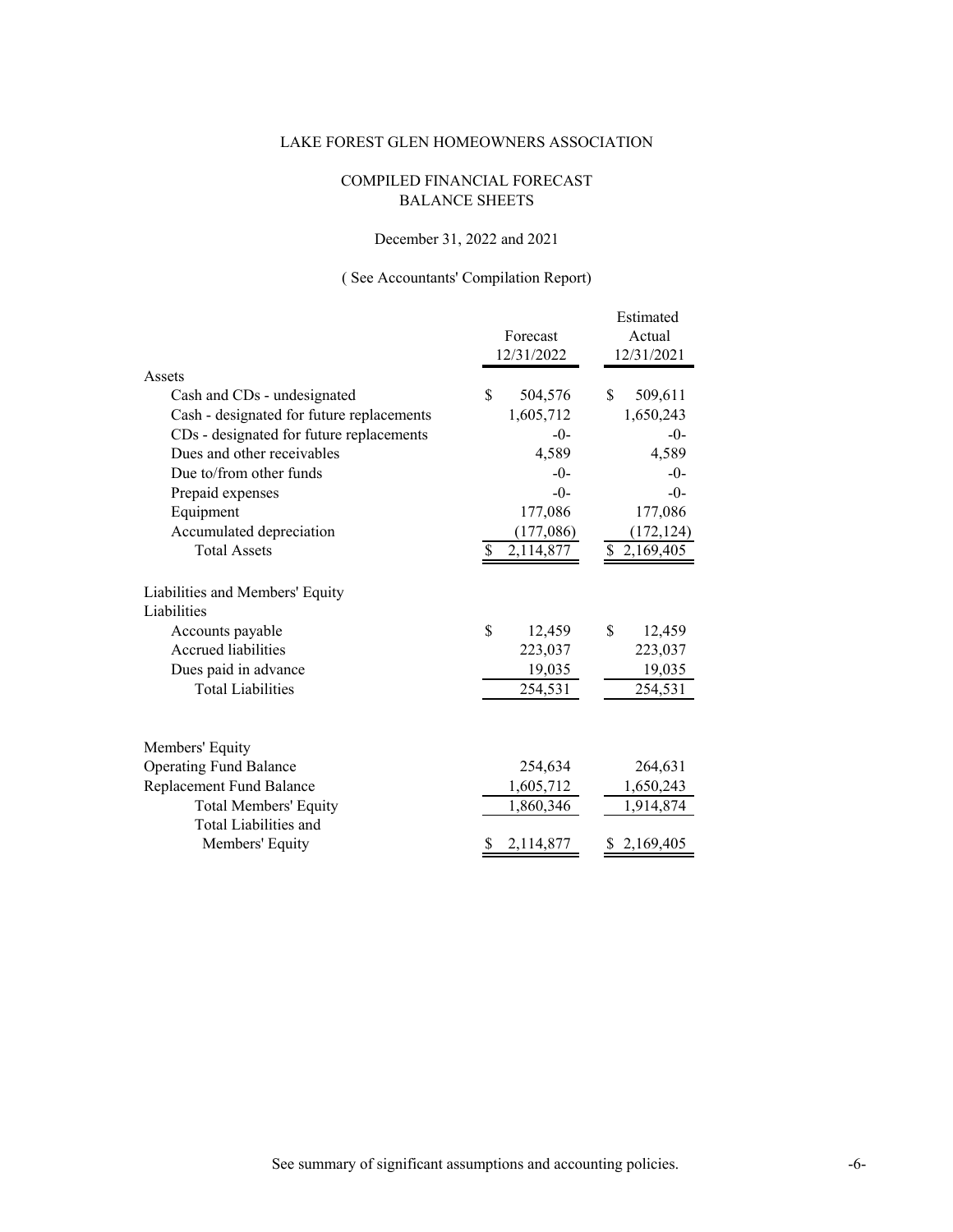LAKE FOREST GLEN HOMEOWNERS ASSOCIATION

COMPILED FINANCIAL FORECAST
BALANCE SHEETS

December 31, 2022 and 2021

( See Accountants' Compilation Report)

| | Forecast 12/31/2022 | Estimated Actual 12/31/2021 |
|---|---|---|
| **Assets** | | |
| Cash and CDs - undesignated | $ 504,576 | $ 509,611 |
| Cash - designated for future replacements | 1,605,712 | 1,650,243 |
| CDs - designated for future replacements | -0- | -0- |
| Dues and other receivables | 4,589 | 4,589 |
| Due to/from other funds | -0- | -0- |
| Prepaid expenses | -0- | -0- |
| Equipment | 177,086 | 177,086 |
| Accumulated depreciation | (177,086) | (172,124) |
| Total Assets | $ 2,114,877 | $ 2,169,405 |
| **Liabilities and Members' Equity** | | |
| Liabilities | | |
| Accounts payable | $ 12,459 | $ 12,459 |
| Accrued liabilities | 223,037 | 223,037 |
| Dues paid in advance | 19,035 | 19,035 |
| Total Liabilities | 254,531 | 254,531 |
| Members' Equity | | |
| Operating Fund Balance | 254,634 | 264,631 |
| Replacement Fund Balance | 1,605,712 | 1,650,243 |
| Total Members' Equity | 1,860,346 | 1,914,874 |
| Total Liabilities and Members' Equity | $ 2,114,877 | $ 2,169,405 |

See summary of significant assumptions and accounting policies.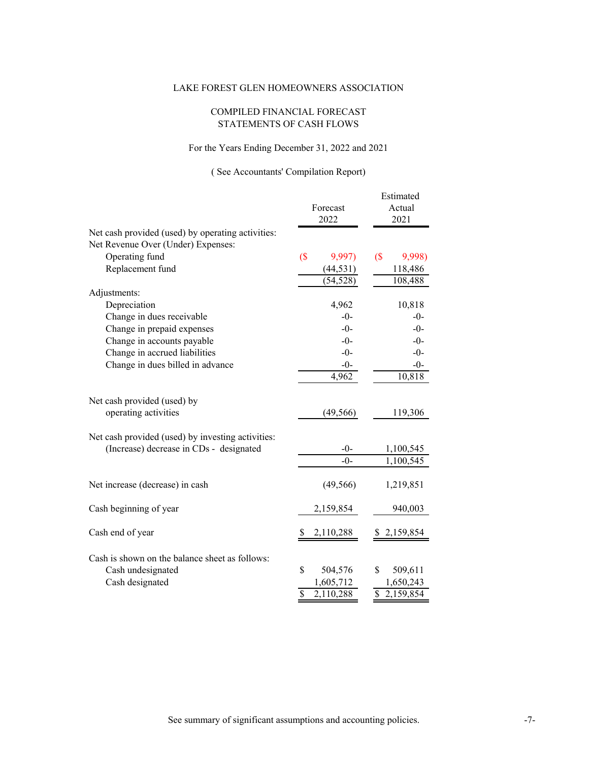LAKE FOREST GLEN HOMEOWNERS ASSOCIATION

COMPILED FINANCIAL FORECAST
STATEMENTS OF CASH FLOWS

For the Years Ending December 31, 2022 and 2021

( See Accountants' Compilation Report)

| | Forecast 2022 | Estimated Actual 2021 |
|---|---|---|
| Net cash provided (used) by operating activities: | | |
| Net Revenue Over (Under) Expenses: | | |
| Operating fund | ($ 9,997) | ($ 9,998) |
| Replacement fund | (44,531) | 118,486 |
| | (54,528) | 108,488 |
| Adjustments: | | |
| Depreciation | 4,962 | 10,818 |
| Change in dues receivable | -0- | -0- |
| Change in prepaid expenses | -0- | -0- |
| Change in accounts payable | -0- | -0- |
| Change in accrued liabilities | -0- | -0- |
| Change in dues billed in advance | -0- | -0- |
| | 4,962 | 10,818 |
| Net cash provided (used) by operating activities | (49,566) | 119,306 |
| Net cash provided (used) by investing activities: | | |
| (Increase) decrease in CDs - designated | -0- | 1,100,545 |
| | -0- | 1,100,545 |
| Net increase (decrease) in cash | (49,566) | 1,219,851 |
| Cash beginning of year | 2,159,854 | 940,003 |
| Cash end of year | $ 2,110,288 | $ 2,159,854 |
| Cash is shown on the balance sheet as follows: | | |
| Cash undesignated | $ 504,576 | $ 509,611 |
| Cash designated | 1,605,712 | 1,650,243 |
| | $ 2,110,288 | $ 2,159,854 |

See summary of significant assumptions and accounting policies.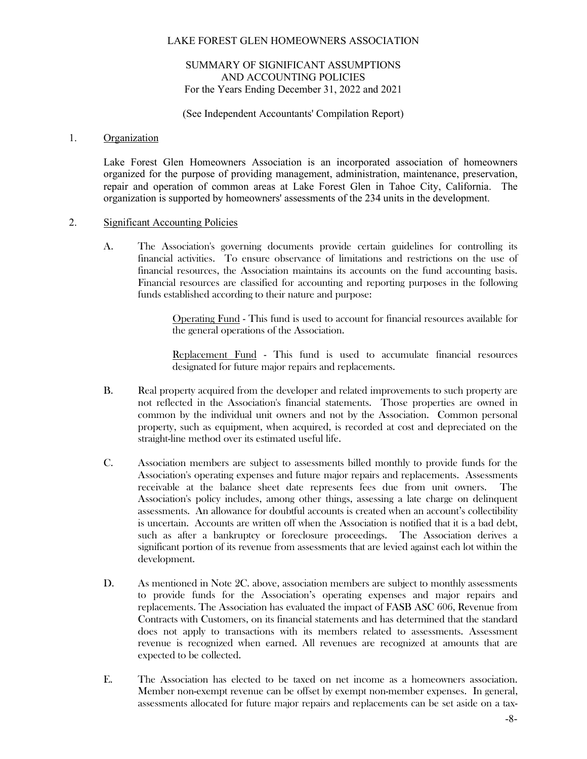LAKE FOREST GLEN HOMEOWNERS ASSOCIATION

SUMMARY OF SIGNIFICANT ASSUMPTIONS
AND ACCOUNTING POLICIES
For the Years Ending December 31, 2022 and 2021

(See Independent Accountants' Compilation Report)

1. <u>Organization</u>

   Lake Forest Glen Homeowners Association is an incorporated association of homeowners organized for the purpose of providing management, administration, maintenance, preservation, repair and operation of common areas at Lake Forest Glen in Tahoe City, California. The organization is supported by homeowners' assessments of the 234 units in the development.

2. <u>Significant Accounting Policies</u>

   A. The Association's governing documents provide certain guidelines for controlling its financial activities. To ensure observance of limitations and restrictions on the use of financial resources, the Association maintains its accounts on the fund accounting basis. Financial resources are classified for accounting and reporting purposes in the following funds established according to their nature and purpose:

      <u>Operating Fund</u> - This fund is used to account for financial resources available for the general operations of the Association.

      <u>Replacement Fund</u> - This fund is used to accumulate financial resources designated for future major repairs and replacements.

   B. Real property acquired from the developer and related improvements to such property are not reflected in the Association's financial statements. Those properties are owned in common by the individual unit owners and not by the Association. Common personal property, such as equipment, when acquired, is recorded at cost and depreciated on the straight-line method over its estimated useful life.

   C. Association members are subject to assessments billed monthly to provide funds for the Association's operating expenses and future major repairs and replacements. Assessments receivable at the balance sheet date represents fees due from unit owners. The Association's policy includes, among other things, assessing a late charge on delinquent assessments. An allowance for doubtful accounts is created when an account's collectibility is uncertain. Accounts are written off when the Association is notified that it is a bad debt, such as after a bankruptcy or foreclosure proceedings. The Association derives a significant portion of its revenue from assessments that are levied against each lot within the development.

   D. As mentioned in Note 2C. above, association members are subject to monthly assessments to provide funds for the Association's operating expenses and major repairs and replacements. The Association has evaluated the impact of FASB ASC 606, Revenue from Contracts with Customers, on its financial statements and has determined that the standard does not apply to transactions with its members related to assessments. Assessment revenue is recognized when earned. All revenues are recognized at amounts that are expected to be collected.

   E. The Association has elected to be taxed on net income as a homeowners association. Member non-exempt revenue can be offset by exempt non-member expenses. In general, assessments allocated for future major repairs and replacements can be set aside on a tax-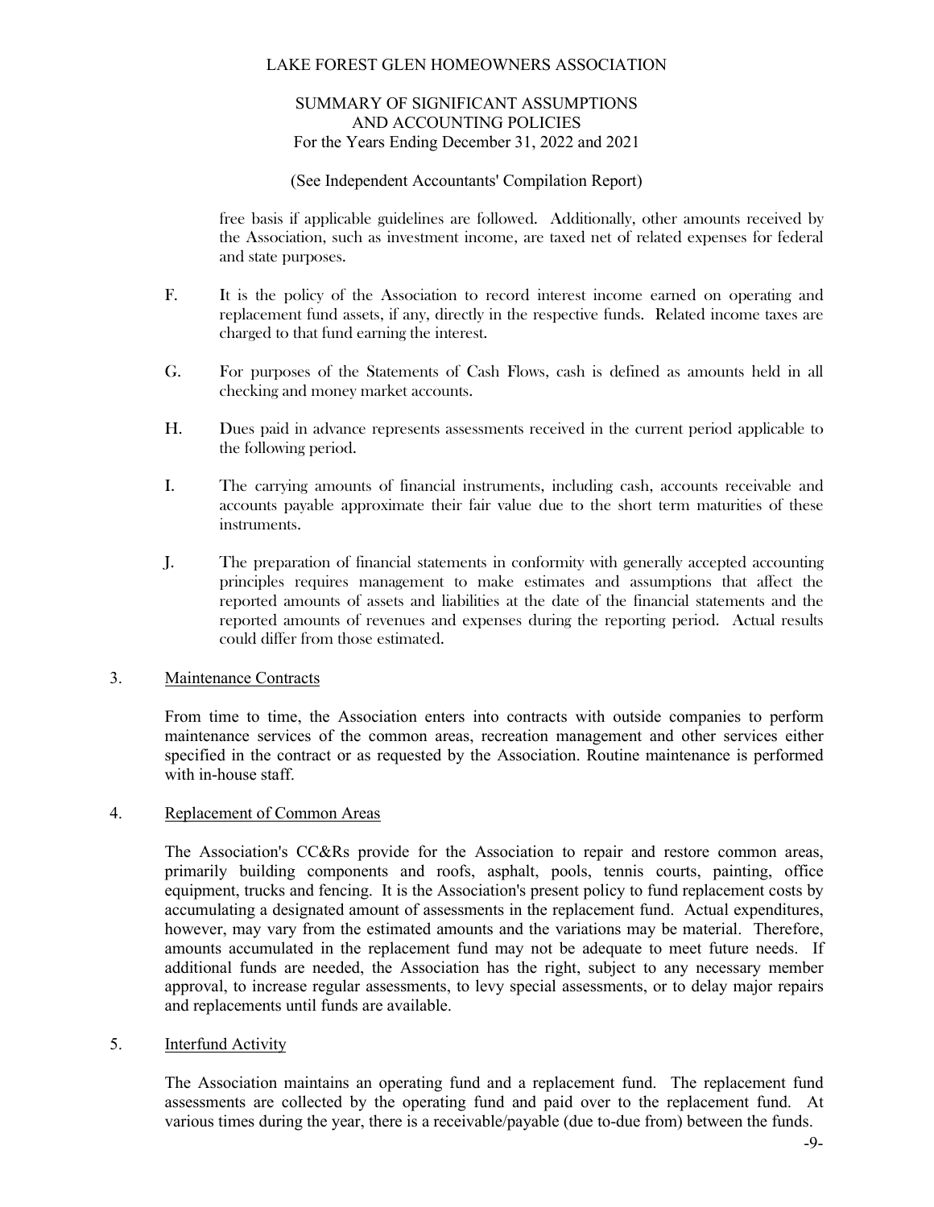free basis if applicable guidelines are followed. Additionally, other amounts received by the Association, such as investment income, are taxed net of related expenses for federal and state purposes.

F. It is the policy of the Association to record interest income earned on operating and replacement fund assets, if any, directly in the respective funds. Related income taxes are charged to that fund earning the interest.

G. For purposes of the Statements of Cash Flows, cash is defined as amounts held in all checking and money market accounts.

H. Dues paid in advance represents assessments received in the current period applicable to the following period.

I. The carrying amounts of financial instruments, including cash, accounts receivable and accounts payable approximate their fair value due to the short term maturities of these instruments.

J. The preparation of financial statements in conformity with generally accepted accounting principles requires management to make estimates and assumptions that affect the reported amounts of assets and liabilities at the date of the financial statements and the reported amounts of revenues and expenses during the reporting period. Actual results could differ from those estimated.

## 3. Maintenance Contracts

From time to time, the Association enters into contracts with outside companies to perform maintenance services of the common areas, recreation management and other services either specified in the contract or as requested by the Association. Routine maintenance is performed with in-house staff.

## 4. Replacement of Common Areas

The Association's CC&Rs provide for the Association to repair and restore common areas, primarily building components and roofs, asphalt, pools, tennis courts, painting, office equipment, trucks and fencing. It is the Association's present policy to fund replacement costs by accumulating a designated amount of assessments in the replacement fund. Actual expenditures, however, may vary from the estimated amounts and the variations may be material. Therefore, amounts accumulated in the replacement fund may not be adequate to meet future needs. If additional funds are needed, the Association has the right, subject to any necessary member approval, to increase regular assessments, to levy special assessments, or to delay major repairs and replacements until funds are available.

## 5. Interfund Activity

The Association maintains an operating fund and a replacement fund. The replacement fund assessments are collected by the operating fund and paid over to the replacement fund. At various times during the year, there is a receivable/payable (due to-due from) between the funds.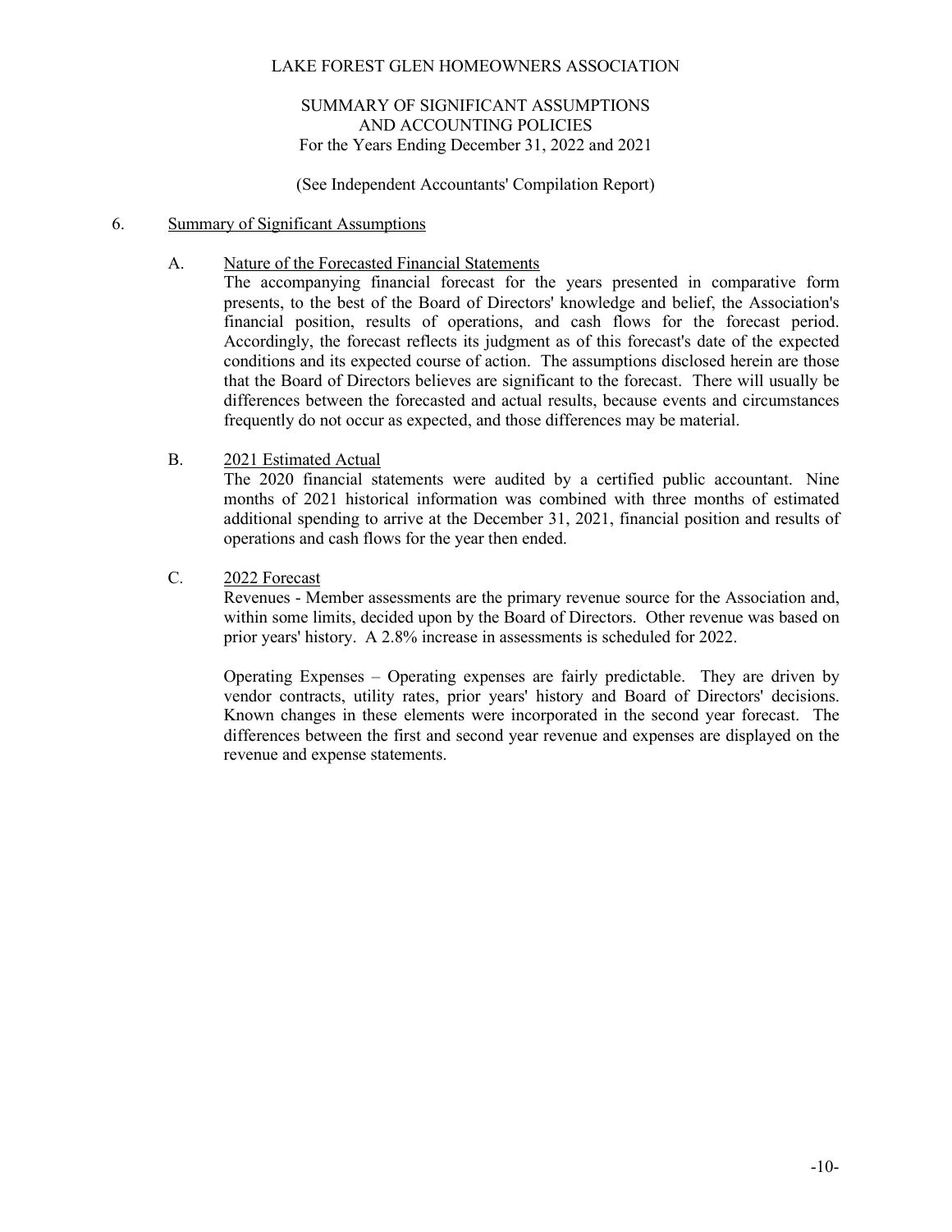LAKE FOREST GLEN HOMEOWNERS ASSOCIATION

SUMMARY OF SIGNIFICANT ASSUMPTIONS
AND ACCOUNTING POLICIES
For the Years Ending December 31, 2022 and 2021

(See Independent Accountants' Compilation Report)

6. Summary of Significant Assumptions

A. Nature of the Forecasted Financial Statements

The accompanying financial forecast for the years presented in comparative form presents, to the best of the Board of Directors' knowledge and belief, the Association's financial position, results of operations, and cash flows for the forecast period. Accordingly, the forecast reflects its judgment as of this forecast's date of the expected conditions and its expected course of action. The assumptions disclosed herein are those that the Board of Directors believes are significant to the forecast. There will usually be differences between the forecasted and actual results, because events and circumstances frequently do not occur as expected, and those differences may be material.

B. 2021 Estimated Actual

The 2020 financial statements were audited by a certified public accountant. Nine months of 2021 historical information was combined with three months of estimated additional spending to arrive at the December 31, 2021, financial position and results of operations and cash flows for the year then ended.

C. 2022 Forecast

Revenues - Member assessments are the primary revenue source for the Association and, within some limits, decided upon by the Board of Directors. Other revenue was based on prior years' history. A 2.8% increase in assessments is scheduled for 2022.

Operating Expenses – Operating expenses are fairly predictable. They are driven by vendor contracts, utility rates, prior years' history and Board of Directors' decisions. Known changes in these elements were incorporated in the second year forecast. The differences between the first and second year revenue and expenses are displayed on the revenue and expense statements.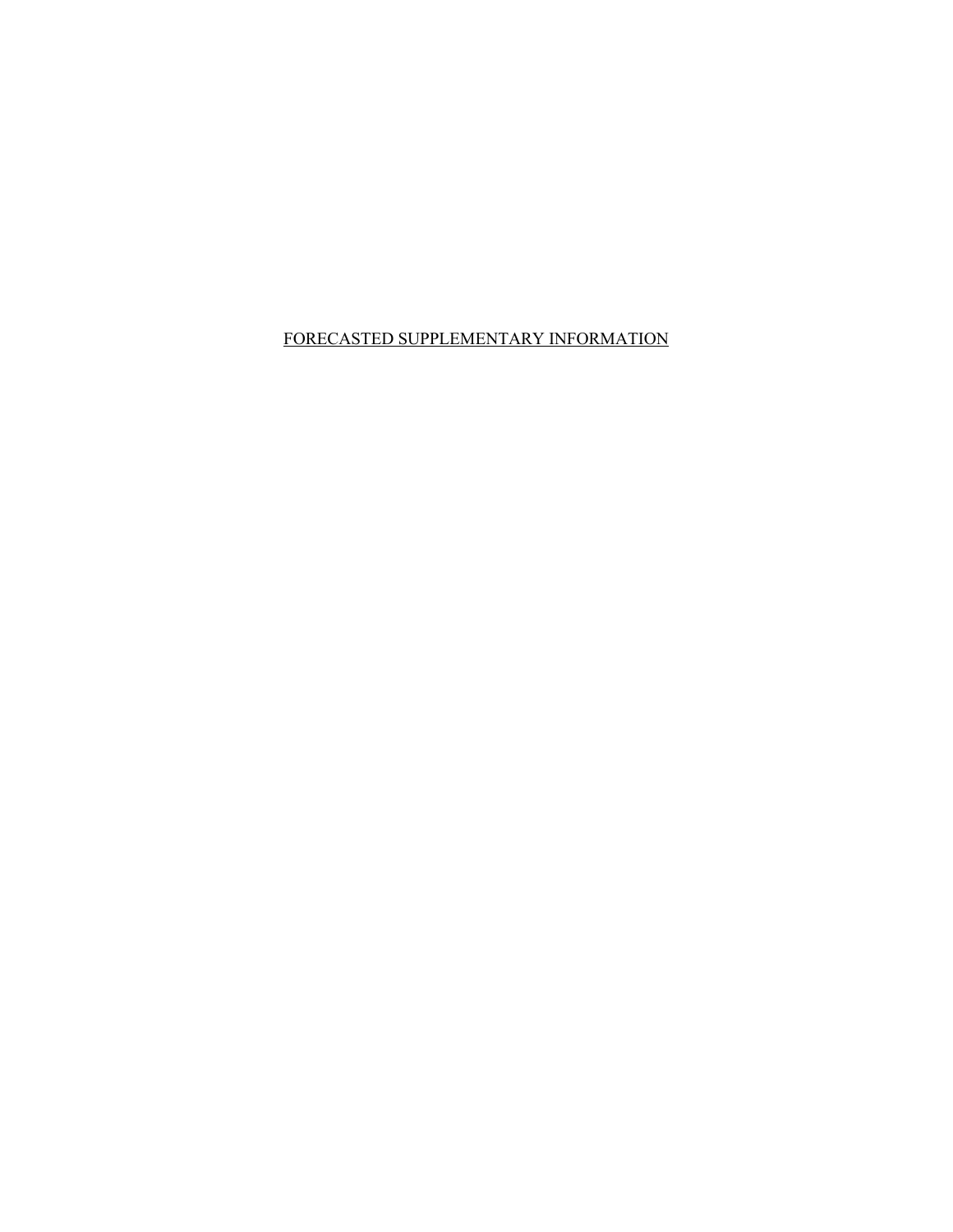# FORECASTED SUPPLEMENTARY INFORMATION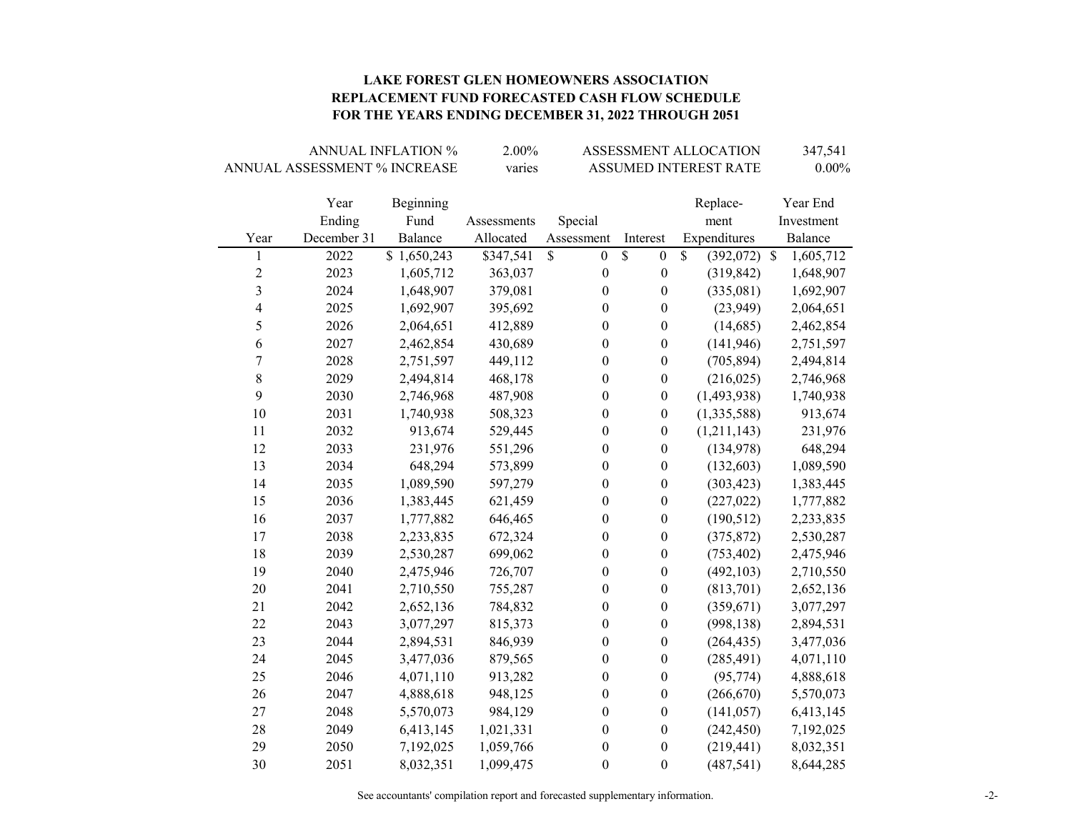# LAKE FOREST GLEN HOMEOWNERS ASSOCIATION
## REPLACEMENT FUND FORECASTED CASH FLOW SCHEDULE
## FOR THE YEARS ENDING DECEMBER 31, 2022 THROUGH 2051

| | | | |
|---|---|---|---|
| ANNUAL INFLATION % | 2.00% | ASSESSMENT ALLOCATION | 347,541 |
| ANNUAL ASSESSMENT % INCREASE | varies | ASSUMED INTEREST RATE | 0.00% |

| Year | Year Ending December 31 | Beginning Fund Balance | Assessments Allocated | Special Assessment | Interest | Replace-ment Expenditures | Year End Investment Balance |
|---|---|---|---|---|---|---|---|
| 1 | 2022 | $ 1,650,243 | $347,541 | $ 0 | $ 0 | $ (392,072) | $ 1,605,712 |
| 2 | 2023 | 1,605,712 | 363,037 | 0 | 0 | (319,842) | 1,648,907 |
| 3 | 2024 | 1,648,907 | 379,081 | 0 | 0 | (335,081) | 1,692,907 |
| 4 | 2025 | 1,692,907 | 395,692 | 0 | 0 | (23,949) | 2,064,651 |
| 5 | 2026 | 2,064,651 | 412,889 | 0 | 0 | (14,685) | 2,462,854 |
| 6 | 2027 | 2,462,854 | 430,689 | 0 | 0 | (141,946) | 2,751,597 |
| 7 | 2028 | 2,751,597 | 449,112 | 0 | 0 | (705,894) | 2,494,814 |
| 8 | 2029 | 2,494,814 | 468,178 | 0 | 0 | (216,025) | 2,746,968 |
| 9 | 2030 | 2,746,968 | 487,908 | 0 | 0 | (1,493,938) | 1,740,938 |
| 10 | 2031 | 1,740,938 | 508,323 | 0 | 0 | (1,335,588) | 913,674 |
| 11 | 2032 | 913,674 | 529,445 | 0 | 0 | (1,211,143) | 231,976 |
| 12 | 2033 | 231,976 | 551,296 | 0 | 0 | (134,978) | 648,294 |
| 13 | 2034 | 648,294 | 573,899 | 0 | 0 | (132,603) | 1,089,590 |
| 14 | 2035 | 1,089,590 | 597,279 | 0 | 0 | (303,423) | 1,383,445 |
| 15 | 2036 | 1,383,445 | 621,459 | 0 | 0 | (227,022) | 1,777,882 |
| 16 | 2037 | 1,777,882 | 646,465 | 0 | 0 | (190,512) | 2,233,835 |
| 17 | 2038 | 2,233,835 | 672,324 | 0 | 0 | (375,872) | 2,530,287 |
| 18 | 2039 | 2,530,287 | 699,062 | 0 | 0 | (753,402) | 2,475,946 |
| 19 | 2040 | 2,475,946 | 726,707 | 0 | 0 | (492,103) | 2,710,550 |
| 20 | 2041 | 2,710,550 | 755,287 | 0 | 0 | (813,701) | 2,652,136 |
| 21 | 2042 | 2,652,136 | 784,832 | 0 | 0 | (359,671) | 3,077,297 |
| 22 | 2043 | 3,077,297 | 815,373 | 0 | 0 | (998,138) | 2,894,531 |
| 23 | 2044 | 2,894,531 | 846,939 | 0 | 0 | (264,435) | 3,477,036 |
| 24 | 2045 | 3,477,036 | 879,565 | 0 | 0 | (285,491) | 4,071,110 |
| 25 | 2046 | 4,071,110 | 913,282 | 0 | 0 | (95,774) | 4,888,618 |
| 26 | 2047 | 4,888,618 | 948,125 | 0 | 0 | (266,670) | 5,570,073 |
| 27 | 2048 | 5,570,073 | 984,129 | 0 | 0 | (141,057) | 6,413,145 |
| 28 | 2049 | 6,413,145 | 1,021,331 | 0 | 0 | (242,450) | 7,192,025 |
| 29 | 2050 | 7,192,025 | 1,059,766 | 0 | 0 | (219,441) | 8,032,351 |
| 30 | 2051 | 8,032,351 | 1,099,475 | 0 | 0 | (487,541) | 8,644,285 |

See accountants' compilation report and forecasted supplementary information.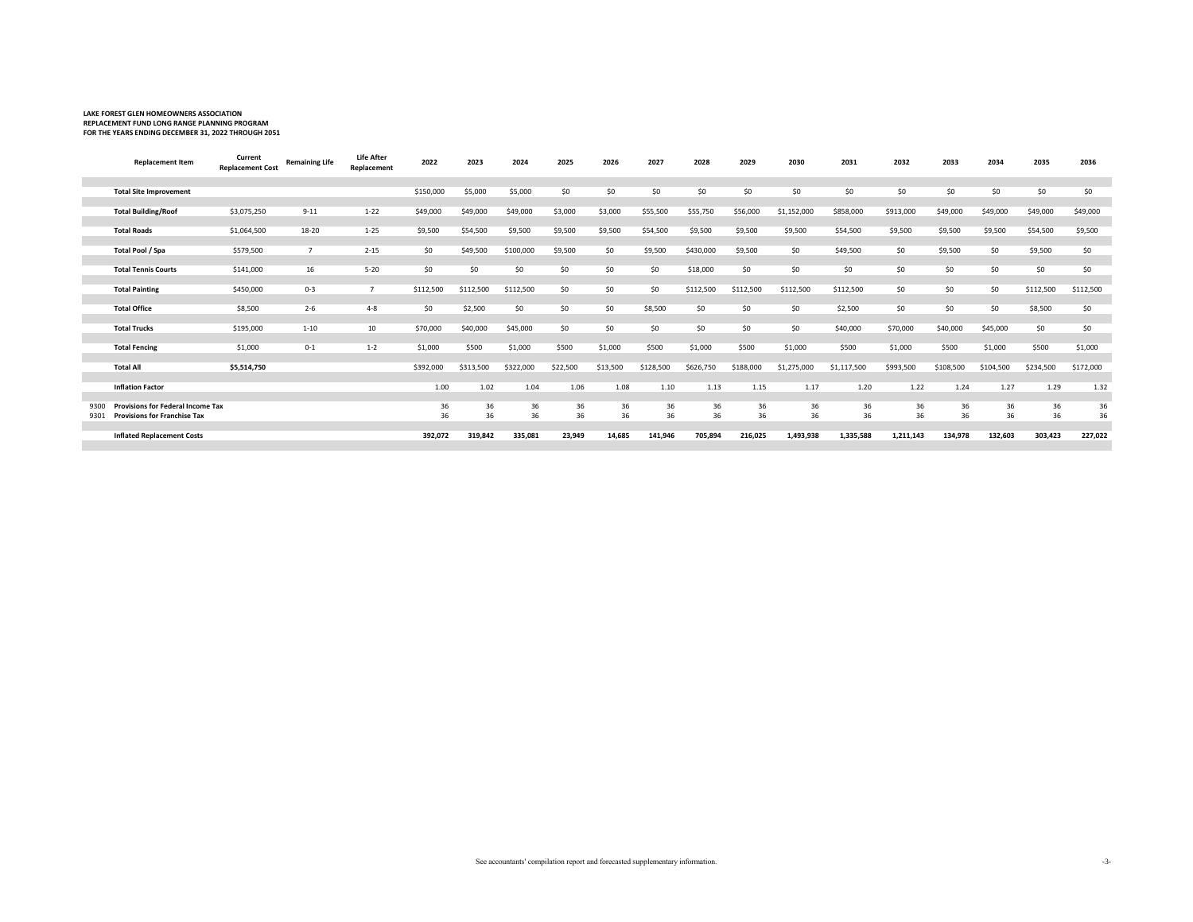**LAKE FOREST GLEN HOMEOWNERS ASSOCIATION**
**REPLACEMENT FUND LONG RANGE PLANNING PROGRAM**
**FOR THE YEARS ENDING DECEMBER 31, 2022 THROUGH 2051**

| | Replacement Item | Current Replacement Cost | Remaining Life | Life After Replacement | 2022 | 2023 | 2024 | 2025 | 2026 | 2027 | 2028 | 2029 | 2030 | 2031 | 2032 | 2033 | 2034 | 2035 | 2036 |
|---|---|---|---|---|---|---|---|---|---|---|---|---|---|---|---|---|---|---|---|
| | **Total Site Improvement** | | | | $150,000 | $5,000 | $5,000 | $0 | $0 | $0 | $0 | $0 | $0 | $0 | $0 | $0 | $0 | $0 | $0 |
| | **Total Building/Roof** | $3,075,250 | 9-11 | 1-22 | $49,000 | $49,000 | $49,000 | $3,000 | $3,000 | $55,500 | $55,750 | $56,000 | $1,152,000 | $858,000 | $913,000 | $49,000 | $49,000 | $49,000 | $49,000 |
| | **Total Roads** | $1,064,500 | 18-20 | 1-25 | $9,500 | $54,500 | $9,500 | $9,500 | $9,500 | $54,500 | $9,500 | $9,500 | $9,500 | $54,500 | $9,500 | $9,500 | $9,500 | $54,500 | $9,500 |
| | **Total Pool / Spa** | $579,500 | 7 | 2-15 | $0 | $49,500 | $100,000 | $9,500 | $0 | $9,500 | $430,000 | $9,500 | $0 | $49,500 | $0 | $9,500 | $0 | $9,500 | $0 |
| | **Total Tennis Courts** | $141,000 | 16 | 5-20 | $0 | $0 | $0 | $0 | $0 | $0 | $18,000 | $0 | $0 | $0 | $0 | $0 | $0 | $0 | $0 |
| | **Total Painting** | $450,000 | 0-3 | 7 | $112,500 | $112,500 | $112,500 | $0 | $0 | $0 | $112,500 | $112,500 | $112,500 | $112,500 | $0 | $0 | $0 | $112,500 | $112,500 |
| | **Total Office** | $8,500 | 2-6 | 4-8 | $0 | $2,500 | $0 | $0 | $0 | $8,500 | $0 | $0 | $0 | $2,500 | $0 | $0 | $0 | $8,500 | $0 |
| | **Total Trucks** | $195,000 | 1-10 | 10 | $70,000 | $40,000 | $45,000 | $0 | $0 | $0 | $0 | $0 | $0 | $40,000 | $70,000 | $40,000 | $45,000 | $0 | $0 |
| | **Total Fencing** | $1,000 | 0-1 | 1-2 | $1,000 | $500 | $1,000 | $500 | $1,000 | $500 | $1,000 | $500 | $1,000 | $500 | $1,000 | $500 | $1,000 | $500 | $1,000 |
| | **Total All** | **$5,514,750** | | | $392,000 | $313,500 | $322,000 | $22,500 | $13,500 | $128,500 | $626,750 | $188,000 | $1,275,000 | $1,117,500 | $993,500 | $108,500 | $104,500 | $234,500 | $172,000 |
| | **Inflation Factor** | | | | 1.00 | 1.02 | 1.04 | 1.06 | 1.08 | 1.10 | 1.13 | 1.15 | 1.17 | 1.20 | 1.22 | 1.24 | 1.27 | 1.29 | 1.32 |
| 9300 | **Provisions for Federal Income Tax** | | | | 36 | 36 | 36 | 36 | 36 | 36 | 36 | 36 | 36 | 36 | 36 | 36 | 36 | 36 | 36 |
| 9301 | **Provisions for Franchise Tax** | | | | 36 | 36 | 36 | 36 | 36 | 36 | 36 | 36 | 36 | 36 | 36 | 36 | 36 | 36 | 36 |
| | **Inflated Replacement Costs** | | | | **392,072** | **319,842** | **335,081** | **23,949** | **14,685** | **141,946** | **705,894** | **216,025** | **1,493,938** | **1,335,588** | **1,211,143** | **134,978** | **132,603** | **303,423** | **227,022** |

See accountants' compilation report and forecasted supplementary information.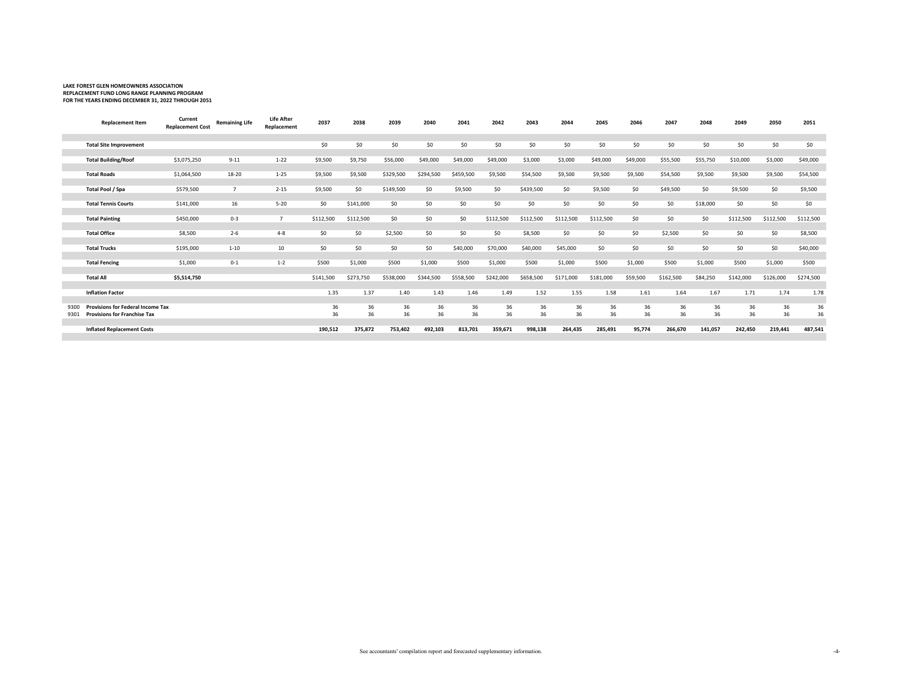**LAKE FOREST GLEN HOMEOWNERS ASSOCIATION**
**REPLACEMENT FUND LONG RANGE PLANNING PROGRAM**
**FOR THE YEARS ENDING DECEMBER 31, 2022 THROUGH 2051**

| | Replacement Item | Current Replacement Cost | Remaining Life | Life After Replacement | 2037 | 2038 | 2039 | 2040 | 2041 | 2042 | 2043 | 2044 | 2045 | 2046 | 2047 | 2048 | 2049 | 2050 | 2051 |
|---|---|---|---|---|---|---|---|---|---|---|---|---|---|---|---|---|---|---|---|
| | **Total Site Improvement** | | | | $0 | $0 | $0 | $0 | $0 | $0 | $0 | $0 | $0 | $0 | $0 | $0 | $0 | $0 | $0 |
| | **Total Building/Roof** | $3,075,250 | 9-11 | 1-22 | $9,500 | $9,750 | $56,000 | $49,000 | $49,000 | $49,000 | $3,000 | $3,000 | $49,000 | $49,000 | $55,500 | $55,750 | $10,000 | $3,000 | $49,000 |
| | **Total Roads** | $1,064,500 | 18-20 | 1-25 | $9,500 | $9,500 | $329,500 | $294,500 | $459,500 | $9,500 | $54,500 | $9,500 | $9,500 | $9,500 | $54,500 | $9,500 | $9,500 | $9,500 | $54,500 |
| | **Total Pool / Spa** | $579,500 | 7 | 2-15 | $9,500 | $0 | $149,500 | $0 | $9,500 | $0 | $439,500 | $0 | $9,500 | $0 | $49,500 | $0 | $9,500 | $0 | $9,500 |
| | **Total Tennis Courts** | $141,000 | 16 | 5-20 | $0 | $141,000 | $0 | $0 | $0 | $0 | $0 | $0 | $0 | $0 | $0 | $18,000 | $0 | $0 | $0 |
| | **Total Painting** | $450,000 | 0-3 | 7 | $112,500 | $112,500 | $0 | $0 | $0 | $112,500 | $112,500 | $112,500 | $112,500 | $0 | $0 | $0 | $112,500 | $112,500 | $112,500 |
| | **Total Office** | $8,500 | 2-6 | 4-8 | $0 | $0 | $2,500 | $0 | $0 | $0 | $8,500 | $0 | $0 | $0 | $2,500 | $0 | $0 | $0 | $8,500 |
| | **Total Trucks** | $195,000 | 1-10 | 10 | $0 | $0 | $0 | $0 | $40,000 | $70,000 | $40,000 | $45,000 | $0 | $0 | $0 | $0 | $0 | $0 | $40,000 |
| | **Total Fencing** | $1,000 | 0-1 | 1-2 | $500 | $1,000 | $500 | $1,000 | $500 | $1,000 | $500 | $1,000 | $500 | $1,000 | $500 | $1,000 | $500 | $1,000 | $500 |
| | **Total All** | **$5,514,750** | | | $141,500 | $273,750 | $538,000 | $344,500 | $558,500 | $242,000 | $658,500 | $171,000 | $181,000 | $59,500 | $162,500 | $84,250 | $142,000 | $126,000 | $274,500 |
| | **Inflation Factor** | | | | 1.35 | 1.37 | 1.40 | 1.43 | 1.46 | 1.49 | 1.52 | 1.55 | 1.58 | 1.61 | 1.64 | 1.67 | 1.71 | 1.74 | 1.78 |
| 9300 | **Provisions for Federal Income Tax** | | | | 36 | 36 | 36 | 36 | 36 | 36 | 36 | 36 | 36 | 36 | 36 | 36 | 36 | 36 | 36 |
| 9301 | **Provisions for Franchise Tax** | | | | 36 | 36 | 36 | 36 | 36 | 36 | 36 | 36 | 36 | 36 | 36 | 36 | 36 | 36 | 36 |
| | **Inflated Replacement Costs** | | | | **190,512** | **375,872** | **753,402** | **492,103** | **813,701** | **359,671** | **998,138** | **264,435** | **285,491** | **95,774** | **266,670** | **141,057** | **242,450** | **219,441** | **487,541** |

See accountants' compilation report and forecasted supplementary information.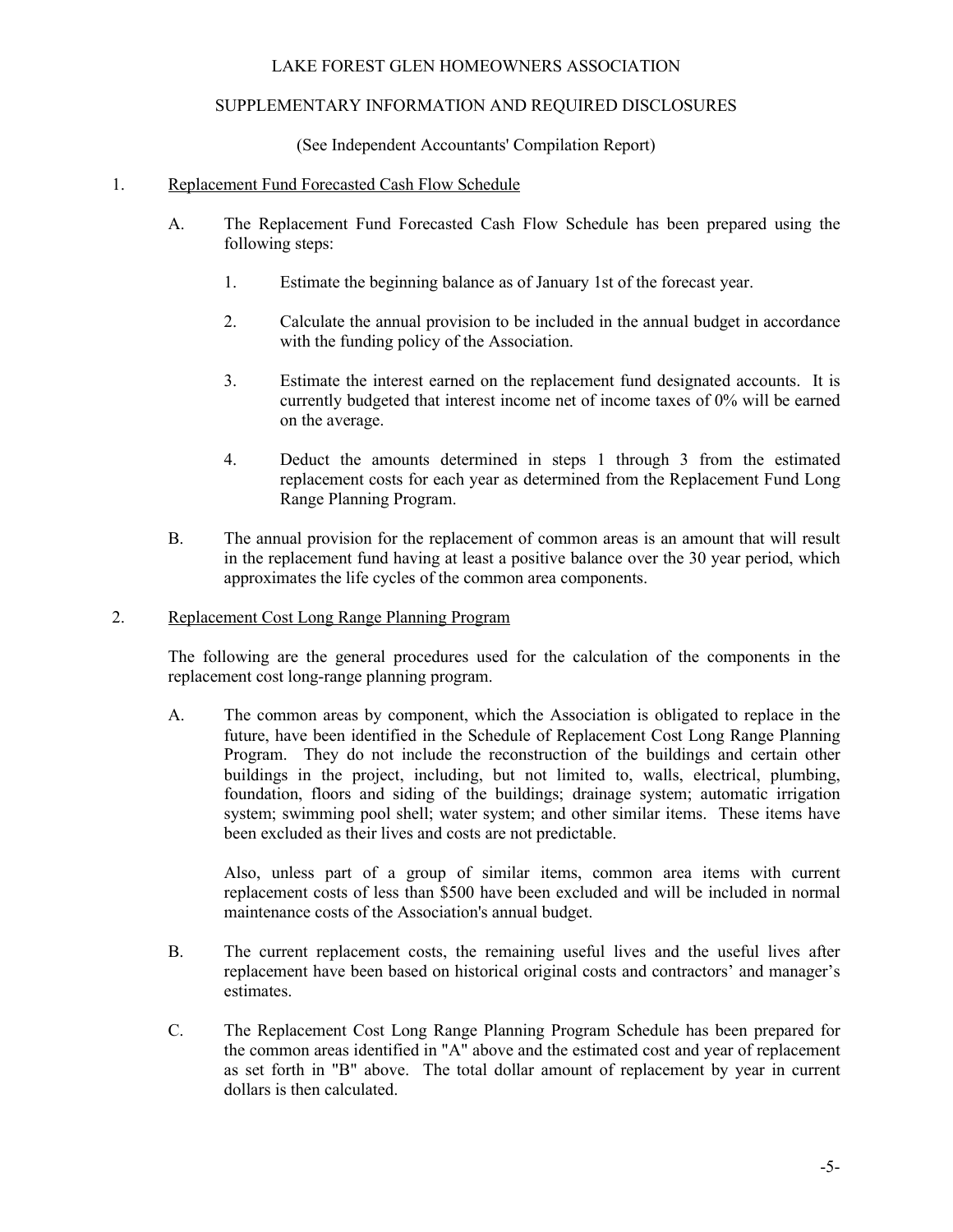LAKE FOREST GLEN HOMEOWNERS ASSOCIATION

SUPPLEMENTARY INFORMATION AND REQUIRED DISCLOSURES

(See Independent Accountants' Compilation Report)

1. <u>Replacement Fund Forecasted Cash Flow Schedule</u>

   A. The Replacement Fund Forecasted Cash Flow Schedule has been prepared using the following steps:

      1. Estimate the beginning balance as of January 1st of the forecast year.

      2. Calculate the annual provision to be included in the annual budget in accordance with the funding policy of the Association.

      3. Estimate the interest earned on the replacement fund designated accounts. It is currently budgeted that interest income net of income taxes of 0% will be earned on the average.

      4. Deduct the amounts determined in steps 1 through 3 from the estimated replacement costs for each year as determined from the Replacement Fund Long Range Planning Program.

   B. The annual provision for the replacement of common areas is an amount that will result in the replacement fund having at least a positive balance over the 30 year period, which approximates the life cycles of the common area components.

2. <u>Replacement Cost Long Range Planning Program</u>

   The following are the general procedures used for the calculation of the components in the replacement cost long-range planning program.

   A. The common areas by component, which the Association is obligated to replace in the future, have been identified in the Schedule of Replacement Cost Long Range Planning Program. They do not include the reconstruction of the buildings and certain other buildings in the project, including, but not limited to, walls, electrical, plumbing, foundation, floors and siding of the buildings; drainage system; automatic irrigation system; swimming pool shell; water system; and other similar items. These items have been excluded as their lives and costs are not predictable.

      Also, unless part of a group of similar items, common area items with current replacement costs of less than $500 have been excluded and will be included in normal maintenance costs of the Association's annual budget.

   B. The current replacement costs, the remaining useful lives and the useful lives after replacement have been based on historical original costs and contractors' and manager's estimates.

   C. The Replacement Cost Long Range Planning Program Schedule has been prepared for the common areas identified in "A" above and the estimated cost and year of replacement as set forth in "B" above. The total dollar amount of replacement by year in current dollars is then calculated.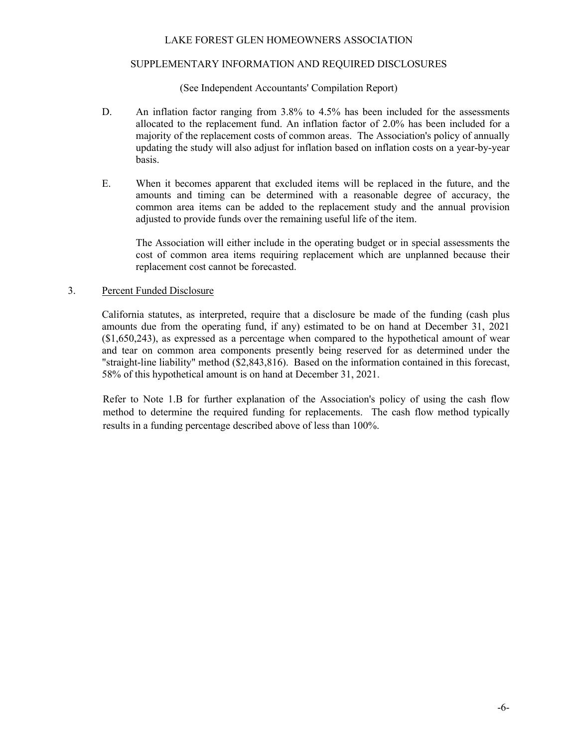LAKE FOREST GLEN HOMEOWNERS ASSOCIATION

SUPPLEMENTARY INFORMATION AND REQUIRED DISCLOSURES

(See Independent Accountants' Compilation Report)

D. An inflation factor ranging from 3.8% to 4.5% has been included for the assessments allocated to the replacement fund. An inflation factor of 2.0% has been included for a majority of the replacement costs of common areas. The Association's policy of annually updating the study will also adjust for inflation based on inflation costs on a year-by-year basis.

E. When it becomes apparent that excluded items will be replaced in the future, and the amounts and timing can be determined with a reasonable degree of accuracy, the common area items can be added to the replacement study and the annual provision adjusted to provide funds over the remaining useful life of the item.

The Association will either include in the operating budget or in special assessments the cost of common area items requiring replacement which are unplanned because their replacement cost cannot be forecasted.

3. Percent Funded Disclosure

California statutes, as interpreted, require that a disclosure be made of the funding (cash plus amounts due from the operating fund, if any) estimated to be on hand at December 31, 2021 ($1,650,243), as expressed as a percentage when compared to the hypothetical amount of wear and tear on common area components presently being reserved for as determined under the "straight-line liability" method ($2,843,816). Based on the information contained in this forecast, 58% of this hypothetical amount is on hand at December 31, 2021.

Refer to Note 1.B for further explanation of the Association's policy of using the cash flow method to determine the required funding for replacements. The cash flow method typically results in a funding percentage described above of less than 100%.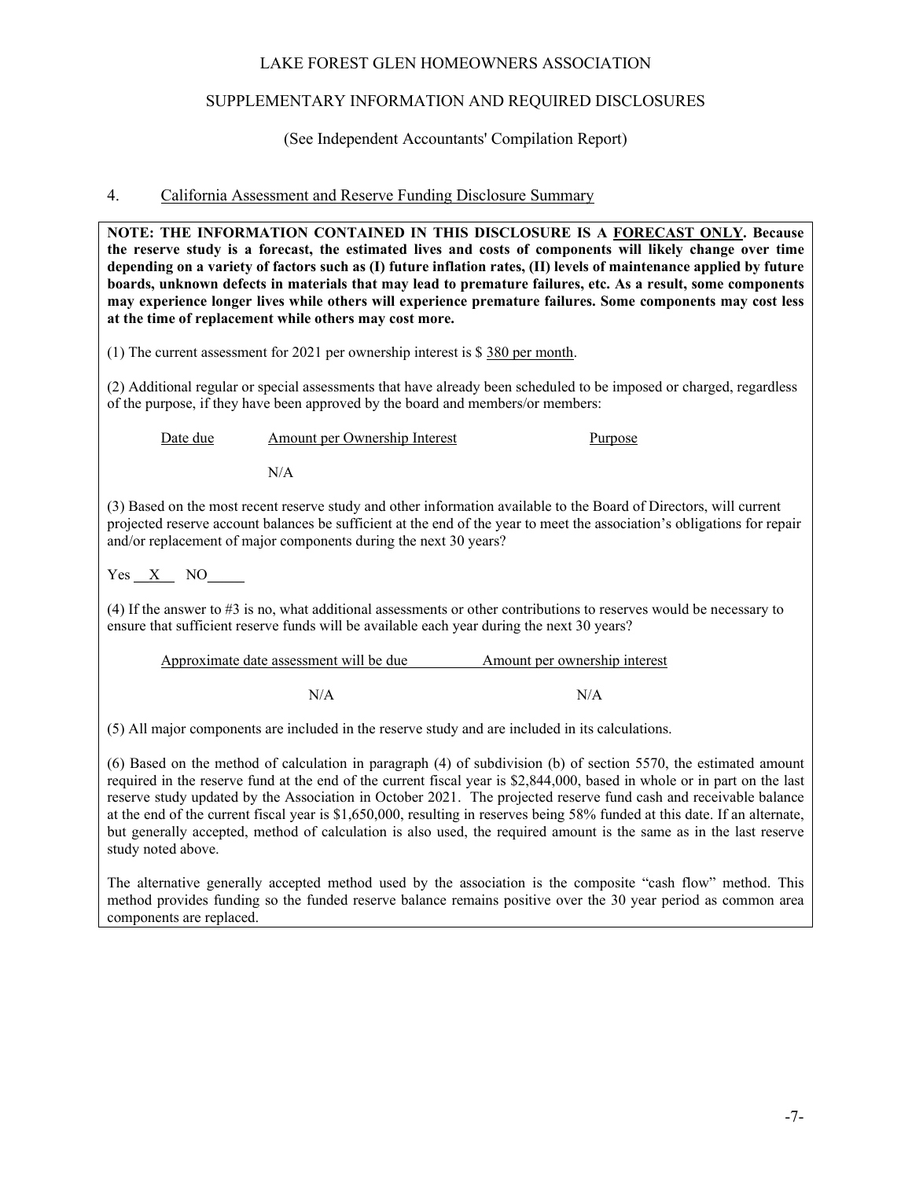LAKE FOREST GLEN HOMEOWNERS ASSOCIATION

SUPPLEMENTARY INFORMATION AND REQUIRED DISCLOSURES

(See Independent Accountants' Compilation Report)

## 4. California Assessment and Reserve Funding Disclosure Summary

**NOTE: THE INFORMATION CONTAINED IN THIS DISCLOSURE IS A FORECAST ONLY. Because the reserve study is a forecast, the estimated lives and costs of components will likely change over time depending on a variety of factors such as (I) future inflation rates, (II) levels of maintenance applied by future boards, unknown defects in materials that may lead to premature failures, etc. As a result, some components may experience longer lives while others will experience premature failures. Some components may cost less at the time of replacement while others may cost more.**

(1) The current assessment for 2021 per ownership interest is $ 380 per month.

(2) Additional regular or special assessments that have already been scheduled to be imposed or charged, regardless of the purpose, if they have been approved by the board and members/or members:

| Date due | Amount per Ownership Interest | Purpose |
|---|---|---|
| | N/A | |

(3) Based on the most recent reserve study and other information available to the Board of Directors, will current projected reserve account balances be sufficient at the end of the year to meet the association's obligations for repair and/or replacement of major components during the next 30 years?

Yes X NO ___

(4) If the answer to #3 is no, what additional assessments or other contributions to reserves would be necessary to ensure that sufficient reserve funds will be available each year during the next 30 years?

| Approximate date assessment will be due | Amount per ownership interest |
|---|---|
| N/A | N/A |

(5) All major components are included in the reserve study and are included in its calculations.

(6) Based on the method of calculation in paragraph (4) of subdivision (b) of section 5570, the estimated amount required in the reserve fund at the end of the current fiscal year is $2,844,000, based in whole or in part on the last reserve study updated by the Association in October 2021. The projected reserve fund cash and receivable balance at the end of the current fiscal year is $1,650,000, resulting in reserves being 58% funded at this date. If an alternate, but generally accepted, method of calculation is also used, the required amount is the same as in the last reserve study noted above.

The alternative generally accepted method used by the association is the composite "cash flow" method. This method provides funding so the funded reserve balance remains positive over the 30 year period as common area components are replaced.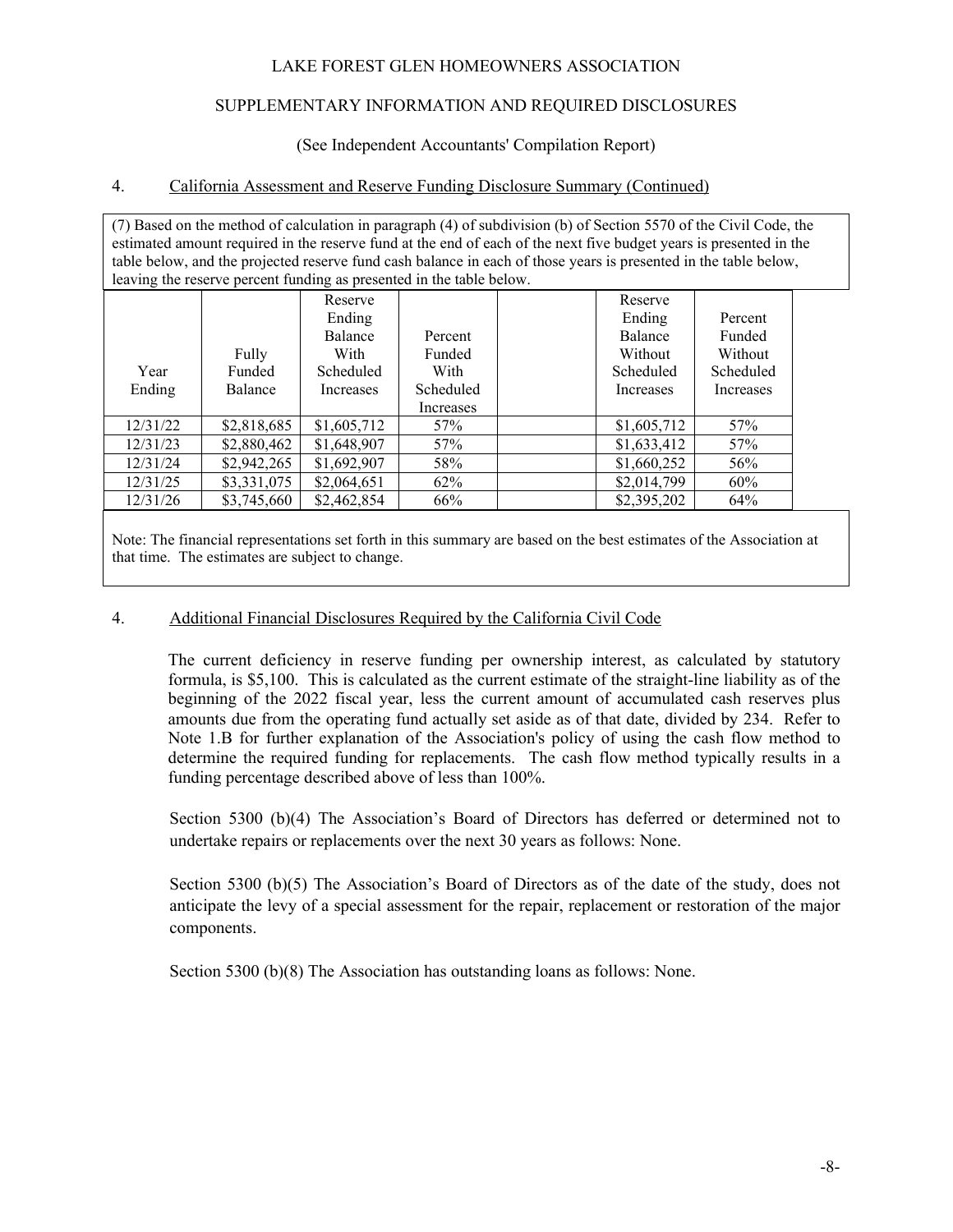LAKE FOREST GLEN HOMEOWNERS ASSOCIATION

SUPPLEMENTARY INFORMATION AND REQUIRED DISCLOSURES

(See Independent Accountants' Compilation Report)

4. California Assessment and Reserve Funding Disclosure Summary (Continued)

(7) Based on the method of calculation in paragraph (4) of subdivision (b) of Section 5570 of the Civil Code, the estimated amount required in the reserve fund at the end of each of the next five budget years is presented in the table below, and the projected reserve fund cash balance in each of those years is presented in the table below, leaving the reserve percent funding as presented in the table below.

| Year Ending | Fully Funded Balance | Reserve Ending Balance With Scheduled Increases | Percent Funded With Scheduled Increases | | Reserve Ending Balance Without Scheduled Increases | Percent Funded Without Scheduled Increases |
|---|---|---|---|---|---|---|
| 12/31/22 | $2,818,685 | $1,605,712 | 57% | | $1,605,712 | 57% |
| 12/31/23 | $2,880,462 | $1,648,907 | 57% | | $1,633,412 | 57% |
| 12/31/24 | $2,942,265 | $1,692,907 | 58% | | $1,660,252 | 56% |
| 12/31/25 | $3,331,075 | $2,064,651 | 62% | | $2,014,799 | 60% |
| 12/31/26 | $3,745,660 | $2,462,854 | 66% | | $2,395,202 | 64% |

Note: The financial representations set forth in this summary are based on the best estimates of the Association at that time. The estimates are subject to change.

4. Additional Financial Disclosures Required by the California Civil Code

The current deficiency in reserve funding per ownership interest, as calculated by statutory formula, is $5,100. This is calculated as the current estimate of the straight-line liability as of the beginning of the 2022 fiscal year, less the current amount of accumulated cash reserves plus amounts due from the operating fund actually set aside as of that date, divided by 234. Refer to Note 1.B for further explanation of the Association's policy of using the cash flow method to determine the required funding for replacements. The cash flow method typically results in a funding percentage described above of less than 100%.

Section 5300 (b)(4) The Association's Board of Directors has deferred or determined not to undertake repairs or replacements over the next 30 years as follows: None.

Section 5300 (b)(5) The Association's Board of Directors as of the date of the study, does not anticipate the levy of a special assessment for the repair, replacement or restoration of the major components.

Section 5300 (b)(8) The Association has outstanding loans as follows: None.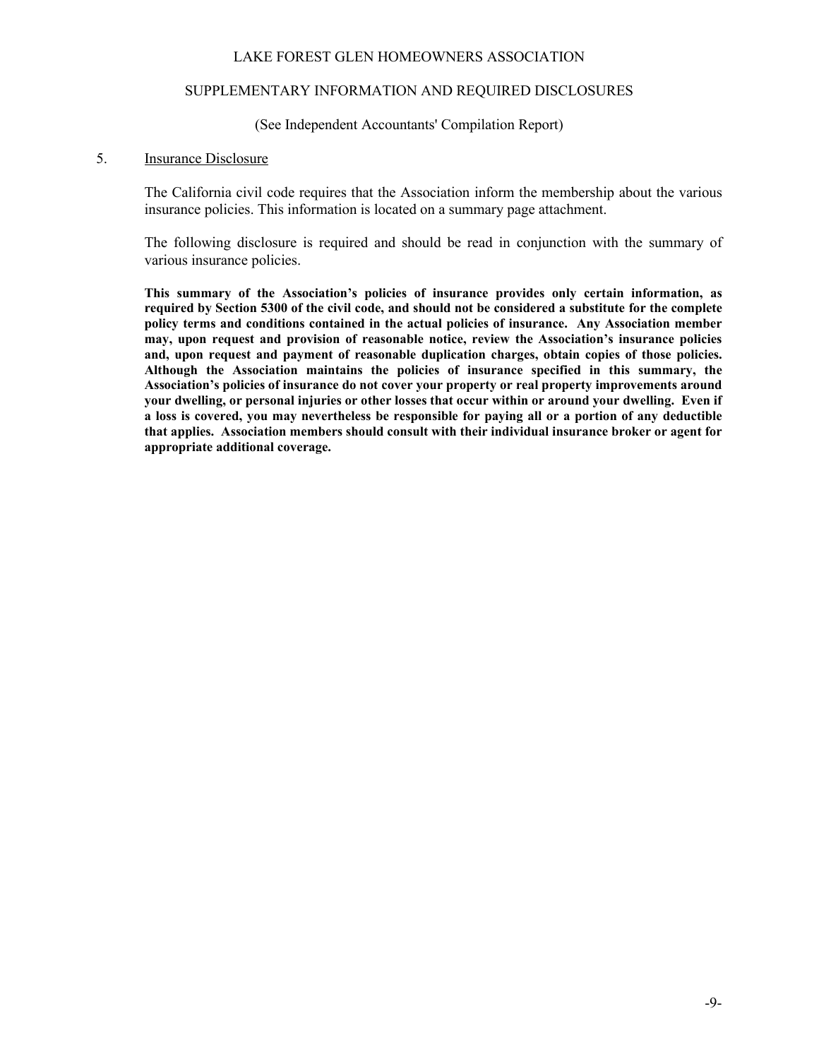# LAKE FOREST GLEN HOMEOWNERS ASSOCIATION

## SUPPLEMENTARY INFORMATION AND REQUIRED DISCLOSURES

(See Independent Accountants' Compilation Report)

5. Insurance Disclosure

The California civil code requires that the Association inform the membership about the various insurance policies. This information is located on a summary page attachment.

The following disclosure is required and should be read in conjunction with the summary of various insurance policies.

**This summary of the Association's policies of insurance provides only certain information, as required by Section 5300 of the civil code, and should not be considered a substitute for the complete policy terms and conditions contained in the actual policies of insurance. Any Association member may, upon request and provision of reasonable notice, review the Association's insurance policies and, upon request and payment of reasonable duplication charges, obtain copies of those policies. Although the Association maintains the policies of insurance specified in this summary, the Association's policies of insurance do not cover your property or real property improvements around your dwelling, or personal injuries or other losses that occur within or around your dwelling. Even if a loss is covered, you may nevertheless be responsible for paying all or a portion of any deductible that applies. Association members should consult with their individual insurance broker or agent for appropriate additional coverage.**